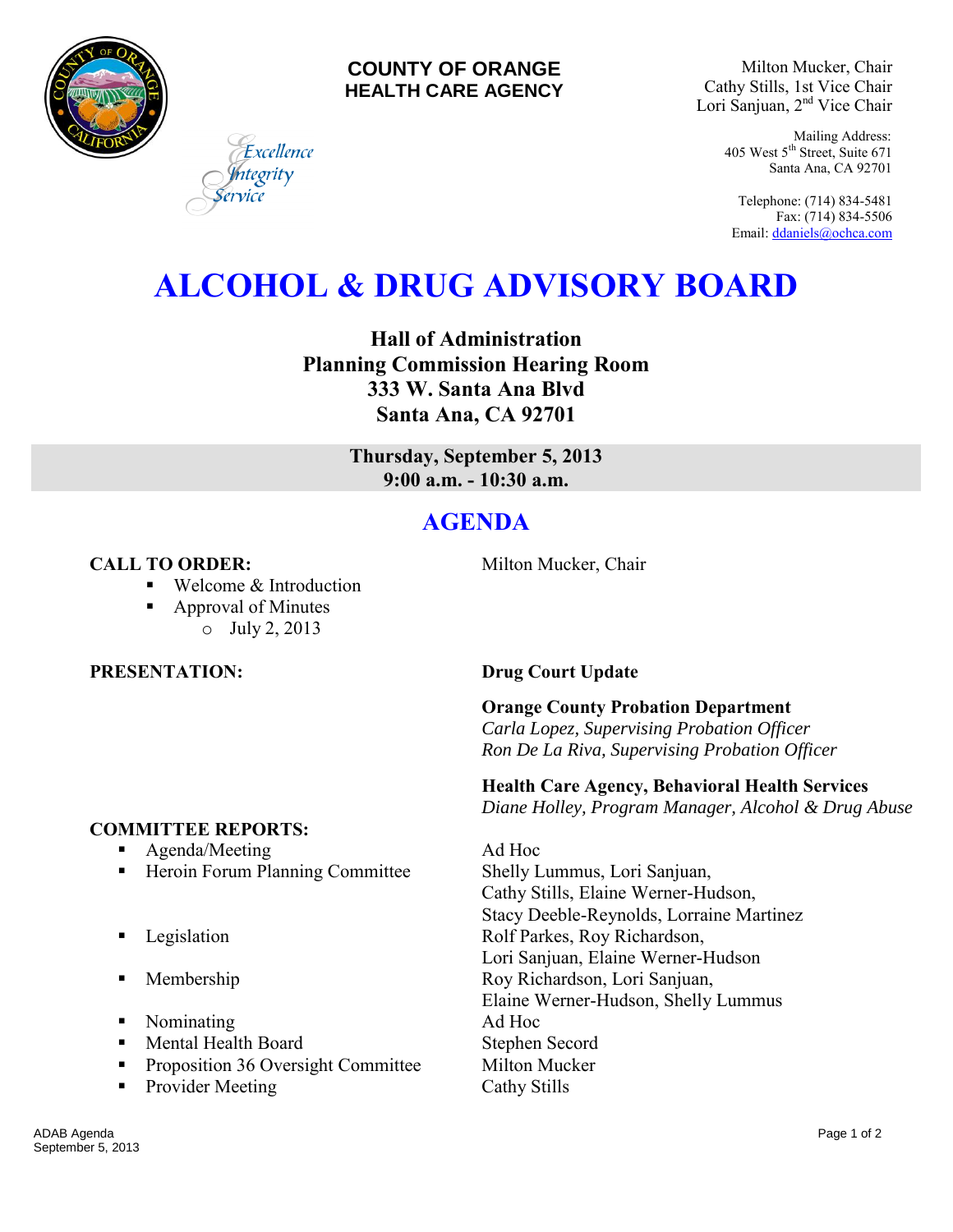**COUNTY OF ORANGE**
**HEALTH CARE AGENCY**

*Excellence*
*Integrity*
*Service*

Milton Mucker, Chair
Cathy Stills, 1st Vice Chair
Lori Sanjuan, 2nd Vice Chair

Mailing Address:
405 West 5th Street, Suite 671
Santa Ana, CA 92701

Telephone: (714) 834-5481
Fax: (714) 834-5506
Email: ddaniels@ochca.com

# ALCOHOL & DRUG ADVISORY BOARD

**Hall of Administration**
**Planning Commission Hearing Room**
**333 W. Santa Ana Blvd**
**Santa Ana, CA 92701**

**Thursday, September 5, 2013**
**9:00 a.m. - 10:30 a.m.**

## AGENDA

**CALL TO ORDER:** Milton Mucker, Chair

- Welcome & Introduction
- Approval of Minutes
  - July 2, 2013

**PRESENTATION:** **Drug Court Update**

**Orange County Probation Department**
*Carla Lopez, Supervising Probation Officer*
*Ron De La Riva, Supervising Probation Officer*

**Health Care Agency, Behavioral Health Services**
*Diane Holley, Program Manager, Alcohol & Drug Abuse*

**COMMITTEE REPORTS:**

- Agenda/Meeting — Ad Hoc
- Heroin Forum Planning Committee — Shelly Lummus, Lori Sanjuan, Cathy Stills, Elaine Werner-Hudson, Stacy Deeble-Reynolds, Lorraine Martinez
- Legislation — Rolf Parkes, Roy Richardson, Lori Sanjuan, Elaine Werner-Hudson
- Membership — Roy Richardson, Lori Sanjuan, Elaine Werner-Hudson, Shelly Lummus
- Nominating — Ad Hoc
- Mental Health Board — Stephen Secord
- Proposition 36 Oversight Committee — Milton Mucker
- Provider Meeting — Cathy Stills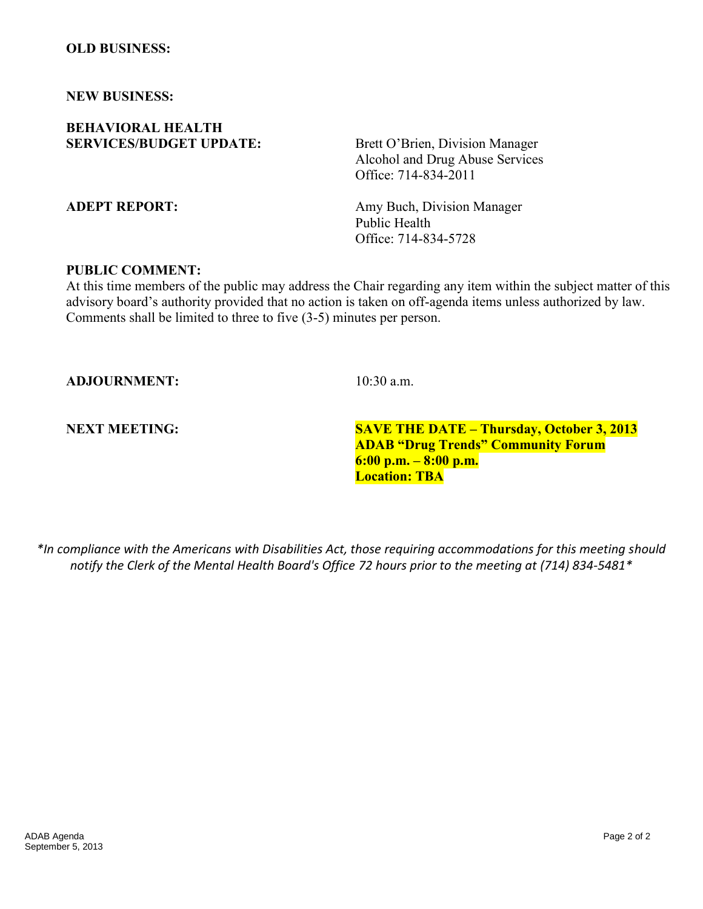**OLD BUSINESS:**

**NEW BUSINESS:**

**BEHAVIORAL HEALTH SERVICES/BUDGET UPDATE:**
Brett O'Brien, Division Manager
Alcohol and Drug Abuse Services
Office: 714-834-2011

**ADEPT REPORT:**
Amy Buch, Division Manager
Public Health
Office: 714-834-5728

**PUBLIC COMMENT:**
At this time members of the public may address the Chair regarding any item within the subject matter of this advisory board's authority provided that no action is taken on off-agenda items unless authorized by law. Comments shall be limited to three to five (3-5) minutes per person.

**ADJOURNMENT:** 10:30 a.m.

**NEXT MEETING:**
**SAVE THE DATE – Thursday, October 3, 2013**
**ADAB "Drug Trends" Community Forum**
**6:00 p.m. – 8:00 p.m.**
**Location: TBA**

*\*In compliance with the Americans with Disabilities Act, those requiring accommodations for this meeting should notify the Clerk of the Mental Health Board's Office 72 hours prior to the meeting at (714) 834-5481\**